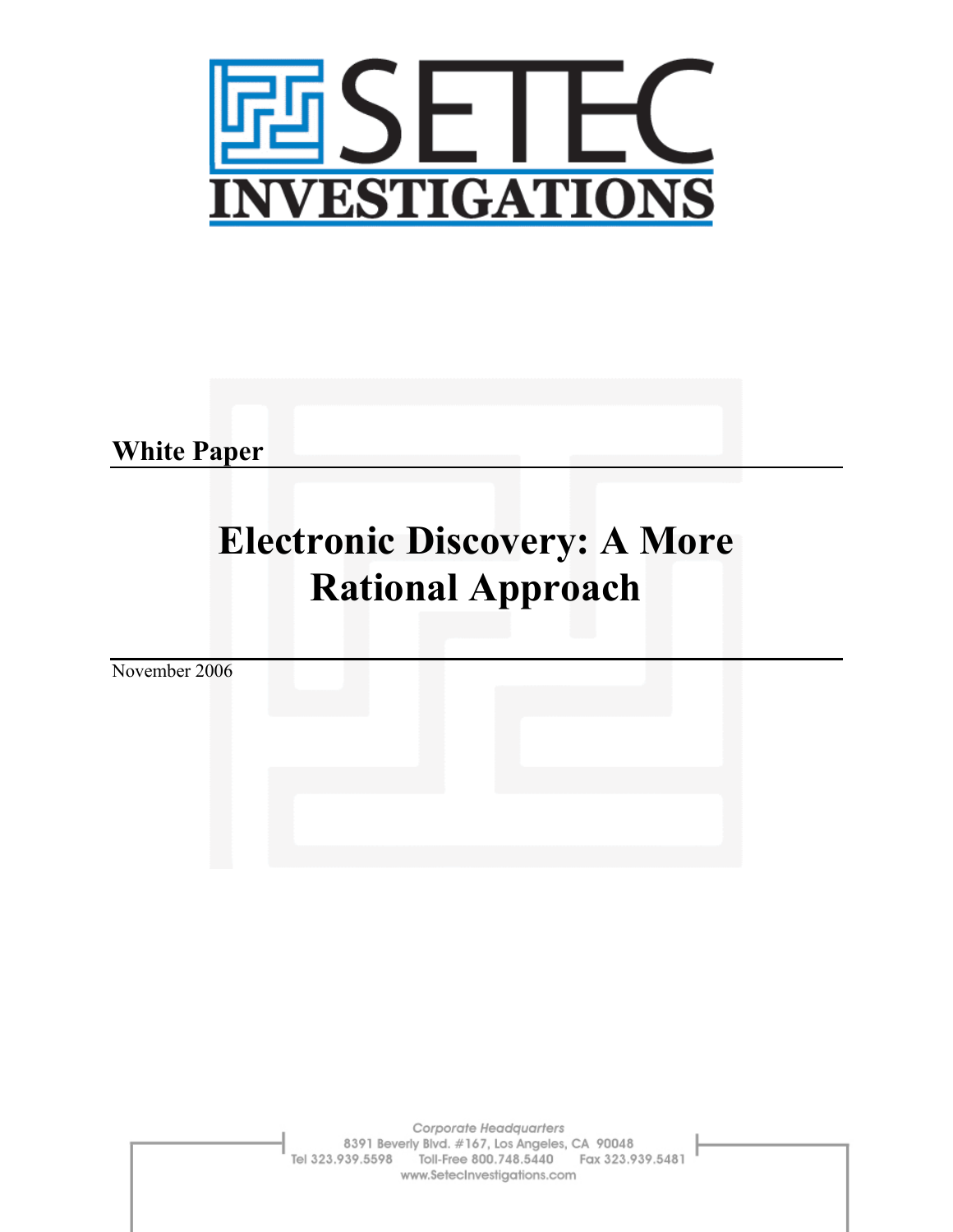# SETEC INVESTIGATIONS

**White Paper**

# Electronic Discovery: A More Rational Approach

November 2006

*Corporate Headquarters*
8391 Beverly Blvd. #167, Los Angeles, CA 90048
Tel 323.939.5598 Toll-Free 800.748.5440 Fax 323.939.5481
www.SetecInvestigations.com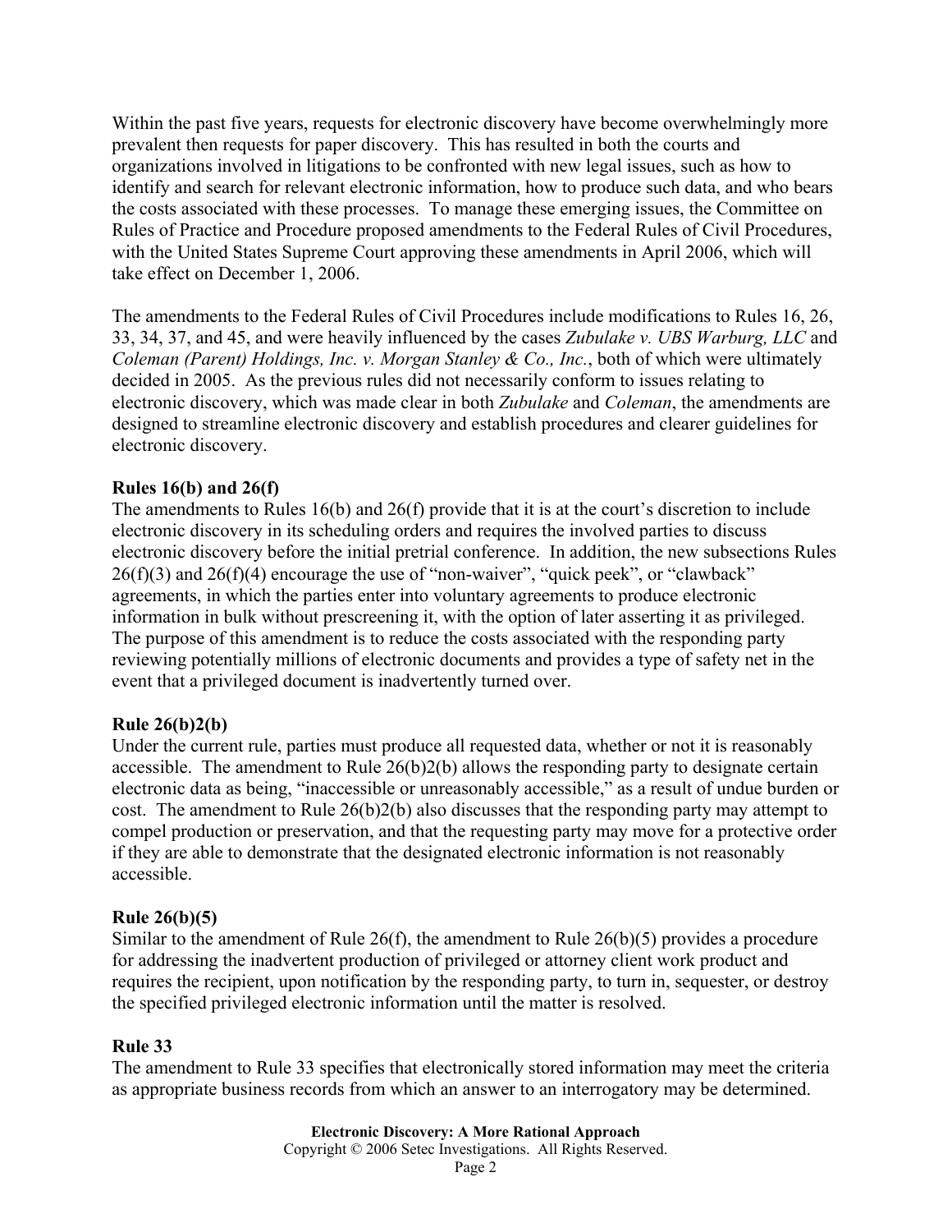Within the past five years, requests for electronic discovery have become overwhelmingly more prevalent then requests for paper discovery. This has resulted in both the courts and organizations involved in litigations to be confronted with new legal issues, such as how to identify and search for relevant electronic information, how to produce such data, and who bears the costs associated with these processes. To manage these emerging issues, the Committee on Rules of Practice and Procedure proposed amendments to the Federal Rules of Civil Procedures, with the United States Supreme Court approving these amendments in April 2006, which will take effect on December 1, 2006.

The amendments to the Federal Rules of Civil Procedures include modifications to Rules 16, 26, 33, 34, 37, and 45, and were heavily influenced by the cases *Zubulake v. UBS Warburg, LLC* and *Coleman (Parent) Holdings, Inc. v. Morgan Stanley & Co., Inc.*, both of which were ultimately decided in 2005. As the previous rules did not necessarily conform to issues relating to electronic discovery, which was made clear in both *Zubulake* and *Coleman*, the amendments are designed to streamline electronic discovery and establish procedures and clearer guidelines for electronic discovery.

**Rules 16(b) and 26(f)**

The amendments to Rules 16(b) and 26(f) provide that it is at the court's discretion to include electronic discovery in its scheduling orders and requires the involved parties to discuss electronic discovery before the initial pretrial conference. In addition, the new subsections Rules 26(f)(3) and 26(f)(4) encourage the use of "non-waiver", "quick peek", or "clawback" agreements, in which the parties enter into voluntary agreements to produce electronic information in bulk without prescreening it, with the option of later asserting it as privileged. The purpose of this amendment is to reduce the costs associated with the responding party reviewing potentially millions of electronic documents and provides a type of safety net in the event that a privileged document is inadvertently turned over.

**Rule 26(b)2(b)**

Under the current rule, parties must produce all requested data, whether or not it is reasonably accessible. The amendment to Rule 26(b)2(b) allows the responding party to designate certain electronic data as being, "inaccessible or unreasonably accessible," as a result of undue burden or cost. The amendment to Rule 26(b)2(b) also discusses that the responding party may attempt to compel production or preservation, and that the requesting party may move for a protective order if they are able to demonstrate that the designated electronic information is not reasonably accessible.

**Rule 26(b)(5)**

Similar to the amendment of Rule 26(f), the amendment to Rule 26(b)(5) provides a procedure for addressing the inadvertent production of privileged or attorney client work product and requires the recipient, upon notification by the responding party, to turn in, sequester, or destroy the specified privileged electronic information until the matter is resolved.

**Rule 33**

The amendment to Rule 33 specifies that electronically stored information may meet the criteria as appropriate business records from which an answer to an interrogatory may be determined.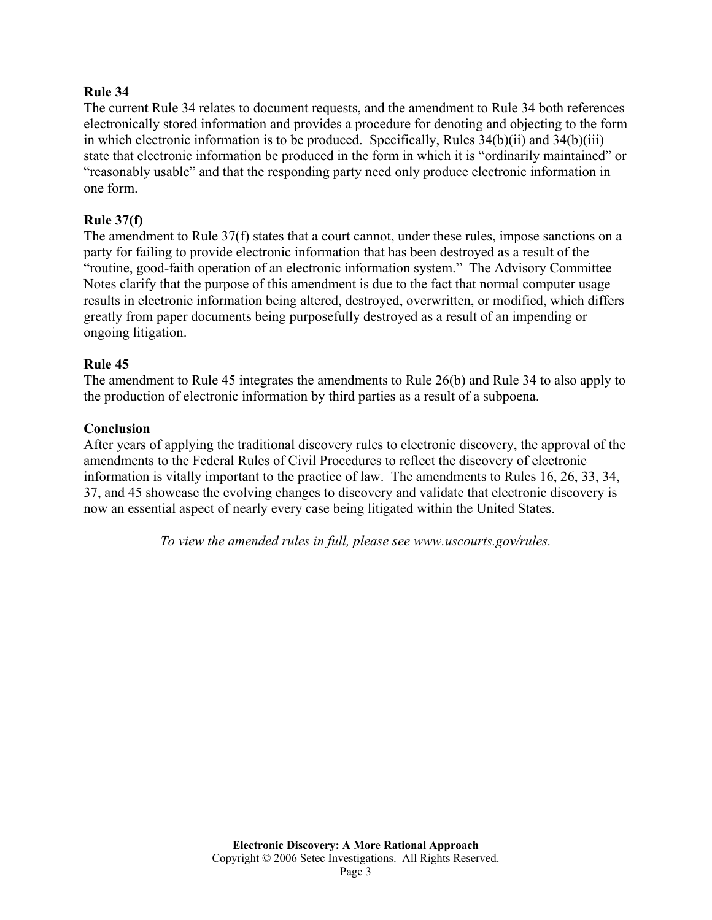### Rule 34

The current Rule 34 relates to document requests, and the amendment to Rule 34 both references electronically stored information and provides a procedure for denoting and objecting to the form in which electronic information is to be produced. Specifically, Rules 34(b)(ii) and 34(b)(iii) state that electronic information be produced in the form in which it is "ordinarily maintained" or "reasonably usable" and that the responding party need only produce electronic information in one form.

### Rule 37(f)

The amendment to Rule 37(f) states that a court cannot, under these rules, impose sanctions on a party for failing to provide electronic information that has been destroyed as a result of the "routine, good-faith operation of an electronic information system." The Advisory Committee Notes clarify that the purpose of this amendment is due to the fact that normal computer usage results in electronic information being altered, destroyed, overwritten, or modified, which differs greatly from paper documents being purposefully destroyed as a result of an impending or ongoing litigation.

### Rule 45

The amendment to Rule 45 integrates the amendments to Rule 26(b) and Rule 34 to also apply to the production of electronic information by third parties as a result of a subpoena.

### Conclusion

After years of applying the traditional discovery rules to electronic discovery, the approval of the amendments to the Federal Rules of Civil Procedures to reflect the discovery of electronic information is vitally important to the practice of law. The amendments to Rules 16, 26, 33, 34, 37, and 45 showcase the evolving changes to discovery and validate that electronic discovery is now an essential aspect of nearly every case being litigated within the United States.

*To view the amended rules in full, please see www.uscourts.gov/rules.*